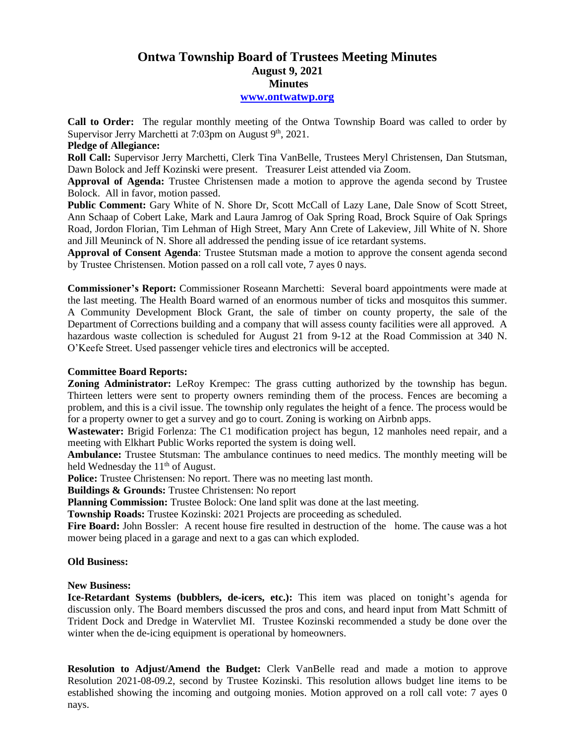# Ontwa Township Board of Trustees Meeting Minutes

## August 9, 2021

## Minutes

### www.ontwatwp.org

**Call to Order:** The regular monthly meeting of the Ontwa Township Board was called to order by Supervisor Jerry Marchetti at 7:03pm on August 9th, 2021.

**Pledge of Allegiance:**

**Roll Call:** Supervisor Jerry Marchetti, Clerk Tina VanBelle, Trustees Meryl Christensen, Dan Stutsman, Dawn Bolock and Jeff Kozinski were present. Treasurer Leist attended via Zoom.

**Approval of Agenda:** Trustee Christensen made a motion to approve the agenda second by Trustee Bolock. All in favor, motion passed.

**Public Comment:** Gary White of N. Shore Dr, Scott McCall of Lazy Lane, Dale Snow of Scott Street, Ann Schaap of Cobert Lake, Mark and Laura Jamrog of Oak Spring Road, Brock Squire of Oak Springs Road, Jordon Florian, Tim Lehman of High Street, Mary Ann Crete of Lakeview, Jill White of N. Shore and Jill Meuninck of N. Shore all addressed the pending issue of ice retardant systems.

**Approval of Consent Agenda**: Trustee Stutsman made a motion to approve the consent agenda second by Trustee Christensen. Motion passed on a roll call vote, 7 ayes 0 nays.

**Commissioner's Report:** Commissioner Roseann Marchetti: Several board appointments were made at the last meeting. The Health Board warned of an enormous number of ticks and mosquitos this summer. A Community Development Block Grant, the sale of timber on county property, the sale of the Department of Corrections building and a company that will assess county facilities were all approved. A hazardous waste collection is scheduled for August 21 from 9-12 at the Road Commission at 340 N. O'Keefe Street. Used passenger vehicle tires and electronics will be accepted.

**Committee Board Reports:**

**Zoning Administrator:** LeRoy Krempec: The grass cutting authorized by the township has begun. Thirteen letters were sent to property owners reminding them of the process. Fences are becoming a problem, and this is a civil issue. The township only regulates the height of a fence. The process would be for a property owner to get a survey and go to court. Zoning is working on Airbnb apps.

**Wastewater:** Brigid Forlenza: The C1 modification project has begun, 12 manholes need repair, and a meeting with Elkhart Public Works reported the system is doing well.

**Ambulance:** Trustee Stutsman: The ambulance continues to need medics. The monthly meeting will be held Wednesday the 11th of August.

**Police:** Trustee Christensen: No report. There was no meeting last month.

**Buildings & Grounds:** Trustee Christensen: No report

**Planning Commission:** Trustee Bolock: One land split was done at the last meeting.

**Township Roads:** Trustee Kozinski: 2021 Projects are proceeding as scheduled.

**Fire Board:** John Bossler: A recent house fire resulted in destruction of the home. The cause was a hot mower being placed in a garage and next to a gas can which exploded.

**Old Business:**

**New Business:**

**Ice-Retardant Systems (bubblers, de-icers, etc.):** This item was placed on tonight's agenda for discussion only. The Board members discussed the pros and cons, and heard input from Matt Schmitt of Trident Dock and Dredge in Watervliet MI. Trustee Kozinski recommended a study be done over the winter when the de-icing equipment is operational by homeowners.

**Resolution to Adjust/Amend the Budget:** Clerk VanBelle read and made a motion to approve Resolution 2021-08-09.2, second by Trustee Kozinski. This resolution allows budget line items to be established showing the incoming and outgoing monies. Motion approved on a roll call vote: 7 ayes 0 nays.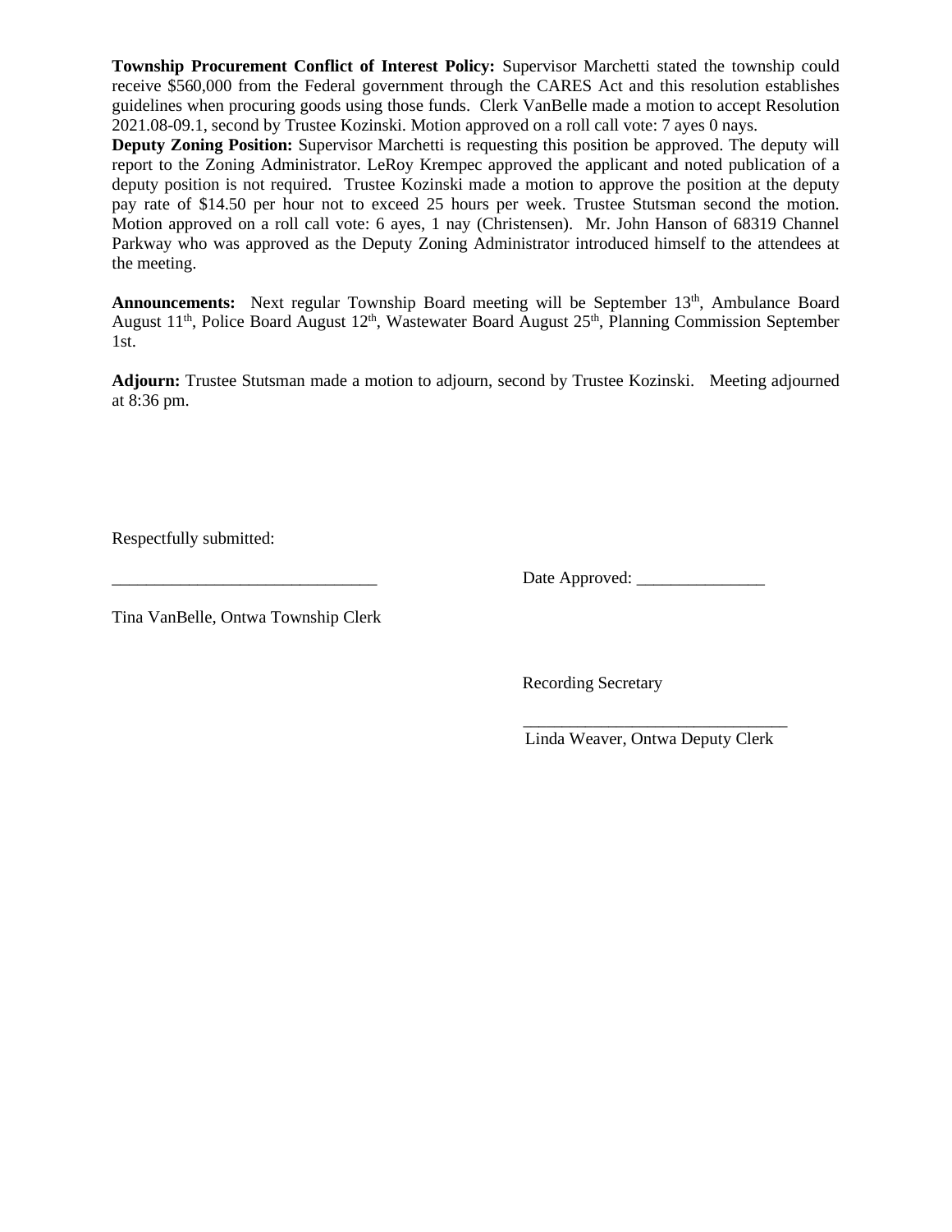**Township Procurement Conflict of Interest Policy:** Supervisor Marchetti stated the township could receive $560,000 from the Federal government through the CARES Act and this resolution establishes guidelines when procuring goods using those funds. Clerk VanBelle made a motion to accept Resolution 2021.08-09.1, second by Trustee Kozinski. Motion approved on a roll call vote: 7 ayes 0 nays.

**Deputy Zoning Position:** Supervisor Marchetti is requesting this position be approved. The deputy will report to the Zoning Administrator. LeRoy Krempec approved the applicant and noted publication of a deputy position is not required. Trustee Kozinski made a motion to approve the position at the deputy pay rate of $14.50 per hour not to exceed 25 hours per week. Trustee Stutsman second the motion. Motion approved on a roll call vote: 6 ayes, 1 nay (Christensen). Mr. John Hanson of 68319 Channel Parkway who was approved as the Deputy Zoning Administrator introduced himself to the attendees at the meeting.

**Announcements:** Next regular Township Board meeting will be September 13th, Ambulance Board August 11th, Police Board August 12th, Wastewater Board August 25th, Planning Commission September 1st.

**Adjourn:** Trustee Stutsman made a motion to adjourn, second by Trustee Kozinski. Meeting adjourned at 8:36 pm.

Respectfully submitted:

_______________________________ Date Approved: _______________

Tina VanBelle, Ontwa Township Clerk

Recording Secretary

_______________________________

Linda Weaver, Ontwa Deputy Clerk